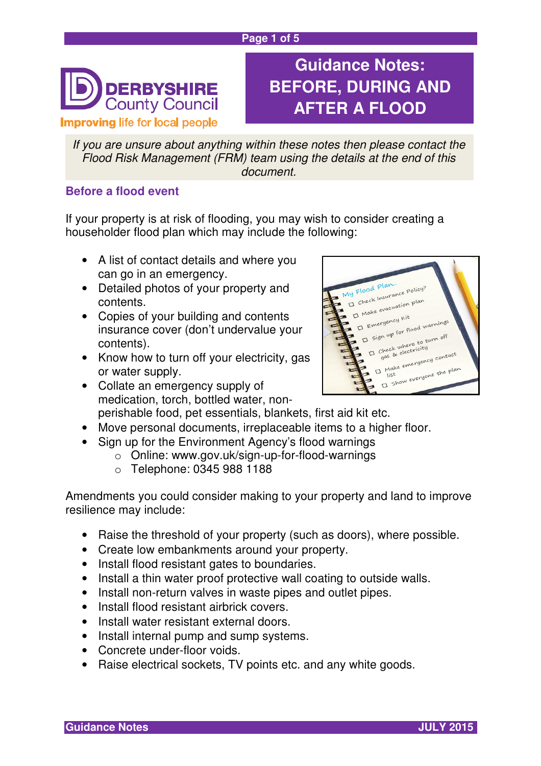DERBYSHIRE County Council

Improving life for local people

# Guidance Notes: BEFORE, DURING AND AFTER A FLOOD

*If you are unsure about anything within these notes then please contact the Flood Risk Management (FRM) team using the details at the end of this document.*

## Before a flood event

If your property is at risk of flooding, you may wish to consider creating a householder flood plan which may include the following:

- A list of contact details and where you can go in an emergency.
- Detailed photos of your property and contents.
- Copies of your building and contents insurance cover (don't undervalue your contents).
- Know how to turn off your electricity, gas or water supply.
- Collate an emergency supply of medication, torch, bottled water, non-perishable food, pet essentials, blankets, first aid kit etc.
- Move personal documents, irreplaceable items to a higher floor.
- Sign up for the Environment Agency's flood warnings
  - Online: www.gov.uk/sign-up-for-flood-warnings
  - Telephone: 0345 988 1188

Amendments you could consider making to your property and land to improve resilience may include:

- Raise the threshold of your property (such as doors), where possible.
- Create low embankments around your property.
- Install flood resistant gates to boundaries.
- Install a thin water proof protective wall coating to outside walls.
- Install non-return valves in waste pipes and outlet pipes.
- Install flood resistant airbrick covers.
- Install water resistant external doors.
- Install internal pump and sump systems.
- Concrete under-floor voids.
- Raise electrical sockets, TV points etc. and any white goods.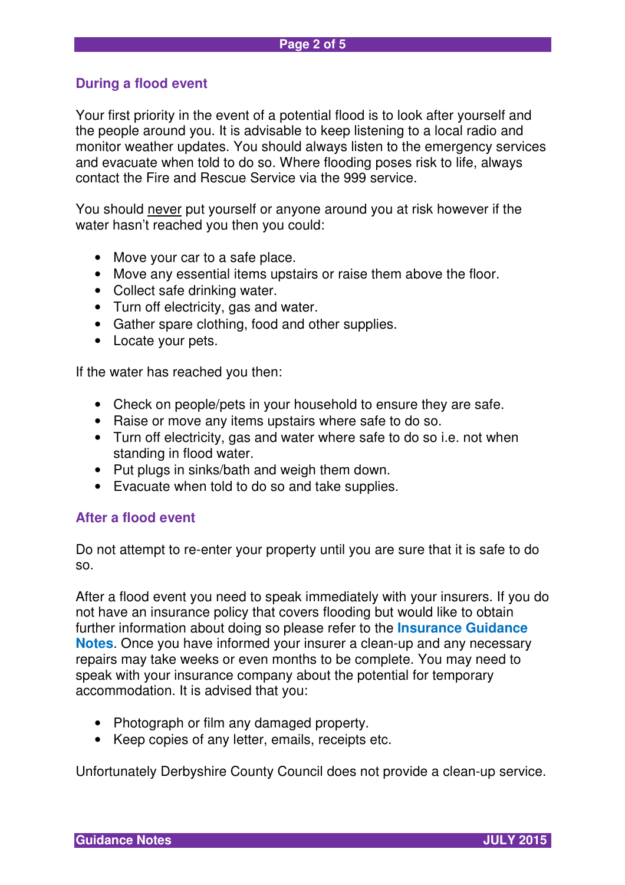## During a flood event

Your first priority in the event of a potential flood is to look after yourself and the people around you. It is advisable to keep listening to a local radio and monitor weather updates. You should always listen to the emergency services and evacuate when told to do so. Where flooding poses risk to life, always contact the Fire and Rescue Service via the 999 service.

You should never put yourself or anyone around you at risk however if the water hasn't reached you then you could:

- Move your car to a safe place.
- Move any essential items upstairs or raise them above the floor.
- Collect safe drinking water.
- Turn off electricity, gas and water.
- Gather spare clothing, food and other supplies.
- Locate your pets.

If the water has reached you then:

- Check on people/pets in your household to ensure they are safe.
- Raise or move any items upstairs where safe to do so.
- Turn off electricity, gas and water where safe to do so i.e. not when standing in flood water.
- Put plugs in sinks/bath and weigh them down.
- Evacuate when told to do so and take supplies.

## After a flood event

Do not attempt to re-enter your property until you are sure that it is safe to do so.

After a flood event you need to speak immediately with your insurers. If you do not have an insurance policy that covers flooding but would like to obtain further information about doing so please refer to the **Insurance Guidance Notes**. Once you have informed your insurer a clean-up and any necessary repairs may take weeks or even months to be complete. You may need to speak with your insurance company about the potential for temporary accommodation. It is advised that you:

- Photograph or film any damaged property.
- Keep copies of any letter, emails, receipts etc.

Unfortunately Derbyshire County Council does not provide a clean-up service.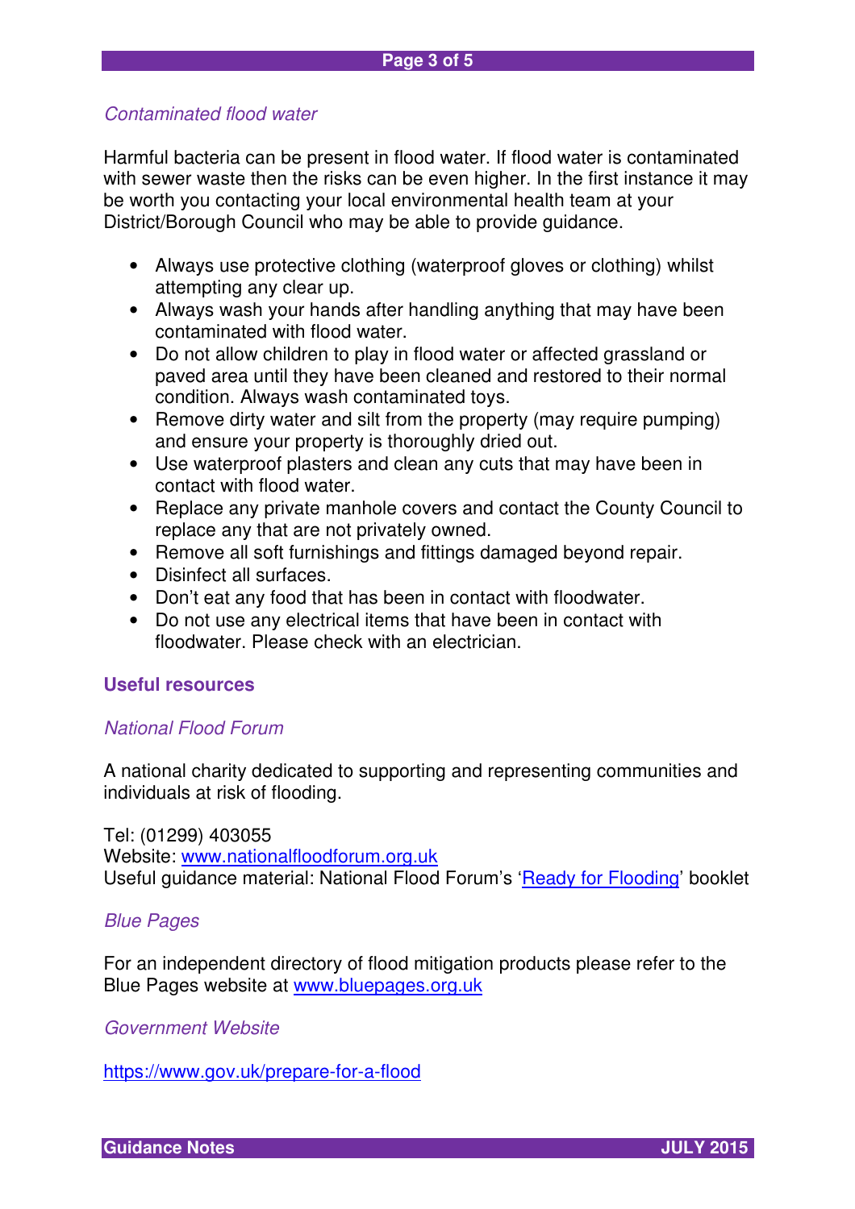*Contaminated flood water*

Harmful bacteria can be present in flood water. If flood water is contaminated with sewer waste then the risks can be even higher. In the first instance it may be worth you contacting your local environmental health team at your District/Borough Council who may be able to provide guidance.

- Always use protective clothing (waterproof gloves or clothing) whilst attempting any clear up.
- Always wash your hands after handling anything that may have been contaminated with flood water.
- Do not allow children to play in flood water or affected grassland or paved area until they have been cleaned and restored to their normal condition. Always wash contaminated toys.
- Remove dirty water and silt from the property (may require pumping) and ensure your property is thoroughly dried out.
- Use waterproof plasters and clean any cuts that may have been in contact with flood water.
- Replace any private manhole covers and contact the County Council to replace any that are not privately owned.
- Remove all soft furnishings and fittings damaged beyond repair.
- Disinfect all surfaces.
- Don't eat any food that has been in contact with floodwater.
- Do not use any electrical items that have been in contact with floodwater. Please check with an electrician.

## Useful resources

*National Flood Forum*

A national charity dedicated to supporting and representing communities and individuals at risk of flooding.

Tel: (01299) 403055
Website: www.nationalfloodforum.org.uk
Useful guidance material: National Flood Forum's 'Ready for Flooding' booklet

*Blue Pages*

For an independent directory of flood mitigation products please refer to the Blue Pages website at www.bluepages.org.uk

*Government Website*

https://www.gov.uk/prepare-for-a-flood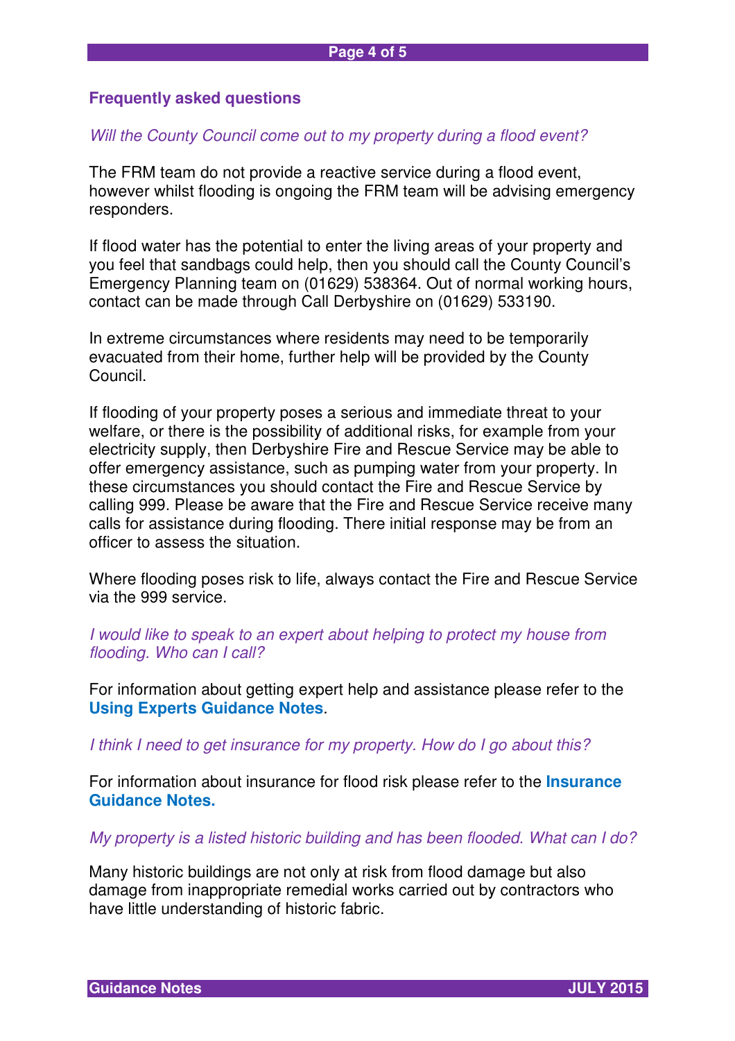## Frequently asked questions

*Will the County Council come out to my property during a flood event?*

The FRM team do not provide a reactive service during a flood event, however whilst flooding is ongoing the FRM team will be advising emergency responders.

If flood water has the potential to enter the living areas of your property and you feel that sandbags could help, then you should call the County Council's Emergency Planning team on (01629) 538364. Out of normal working hours, contact can be made through Call Derbyshire on (01629) 533190.

In extreme circumstances where residents may need to be temporarily evacuated from their home, further help will be provided by the County Council.

If flooding of your property poses a serious and immediate threat to your welfare, or there is the possibility of additional risks, for example from your electricity supply, then Derbyshire Fire and Rescue Service may be able to offer emergency assistance, such as pumping water from your property. In these circumstances you should contact the Fire and Rescue Service by calling 999. Please be aware that the Fire and Rescue Service receive many calls for assistance during flooding. There initial response may be from an officer to assess the situation.

Where flooding poses risk to life, always contact the Fire and Rescue Service via the 999 service.

*I would like to speak to an expert about helping to protect my house from flooding. Who can I call?*

For information about getting expert help and assistance please refer to the **Using Experts Guidance Notes**.

*I think I need to get insurance for my property. How do I go about this?*

For information about insurance for flood risk please refer to the **Insurance Guidance Notes.**

*My property is a listed historic building and has been flooded. What can I do?*

Many historic buildings are not only at risk from flood damage but also damage from inappropriate remedial works carried out by contractors who have little understanding of historic fabric.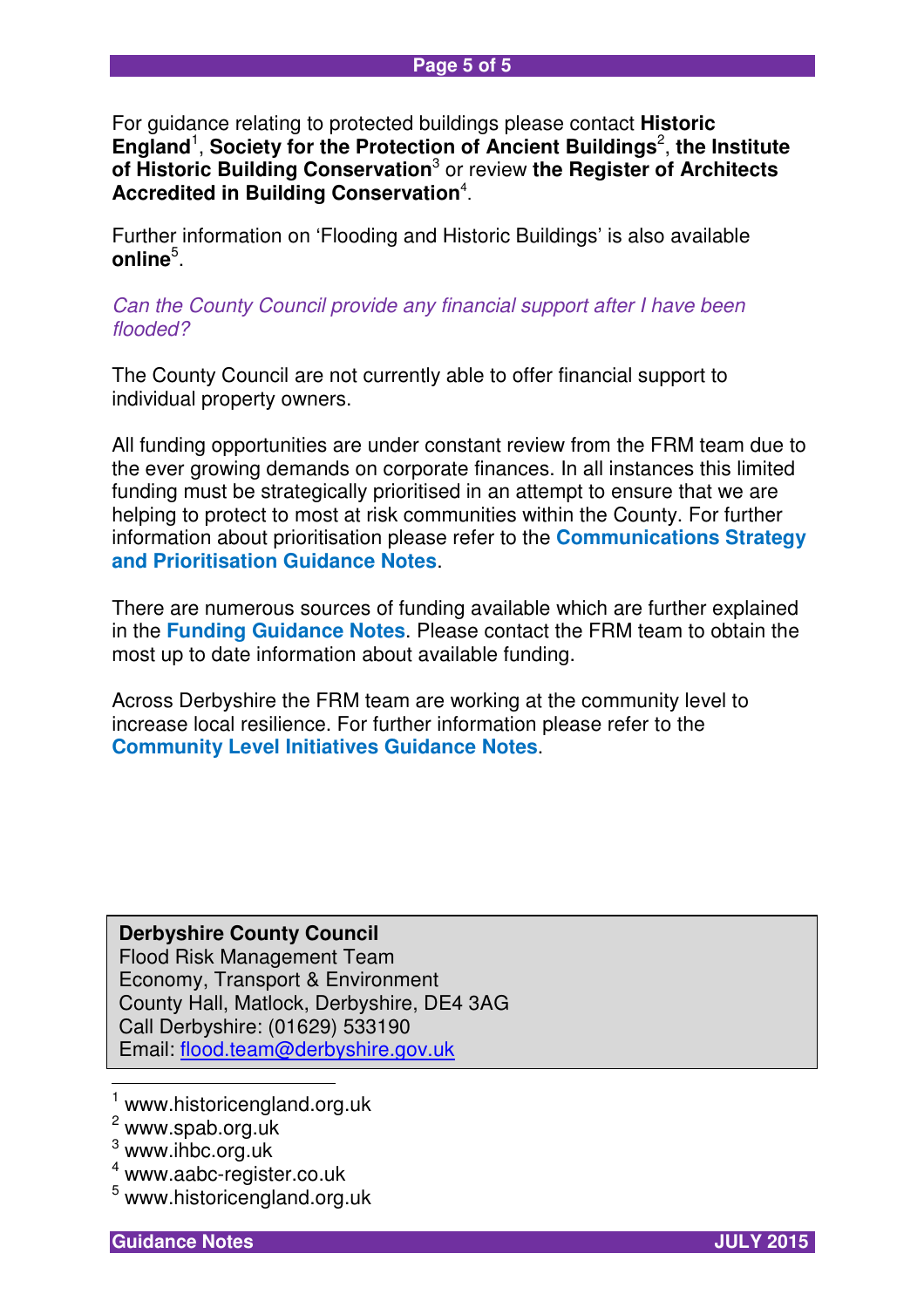For guidance relating to protected buildings please contact **Historic England**[1], **Society for the Protection of Ancient Buildings**[2], **the Institute of Historic Building Conservation**[3] or review **the Register of Architects Accredited in Building Conservation**[4].

Further information on 'Flooding and Historic Buildings' is also available **online**[5].

*Can the County Council provide any financial support after I have been flooded?*

The County Council are not currently able to offer financial support to individual property owners.

All funding opportunities are under constant review from the FRM team due to the ever growing demands on corporate finances. In all instances this limited funding must be strategically prioritised in an attempt to ensure that we are helping to protect to most at risk communities within the County. For further information about prioritisation please refer to the **Communications Strategy and Prioritisation Guidance Notes**.

There are numerous sources of funding available which are further explained in the **Funding Guidance Notes**. Please contact the FRM team to obtain the most up to date information about available funding.

Across Derbyshire the FRM team are working at the community level to increase local resilience. For further information please refer to the **Community Level Initiatives Guidance Notes**.

**Derbyshire County Council**
Flood Risk Management Team
Economy, Transport & Environment
County Hall, Matlock, Derbyshire, DE4 3AG
Call Derbyshire: (01629) 533190
Email: flood.team@derbyshire.gov.uk

[1] www.historicengland.org.uk
[2] www.spab.org.uk
[3] www.ihbc.org.uk
[4] www.aabc-register.co.uk
[5] www.historicengland.org.uk